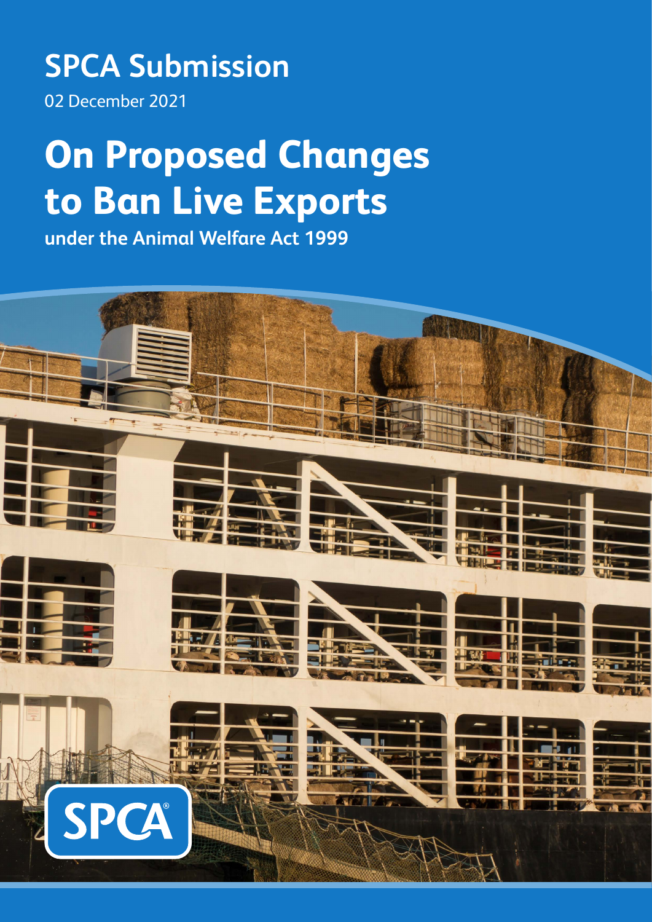# SPCA Submission

02 December 2021

# On Proposed Changes to Ban Live Exports

**under the Animal Welfare Act 1999**

SPCA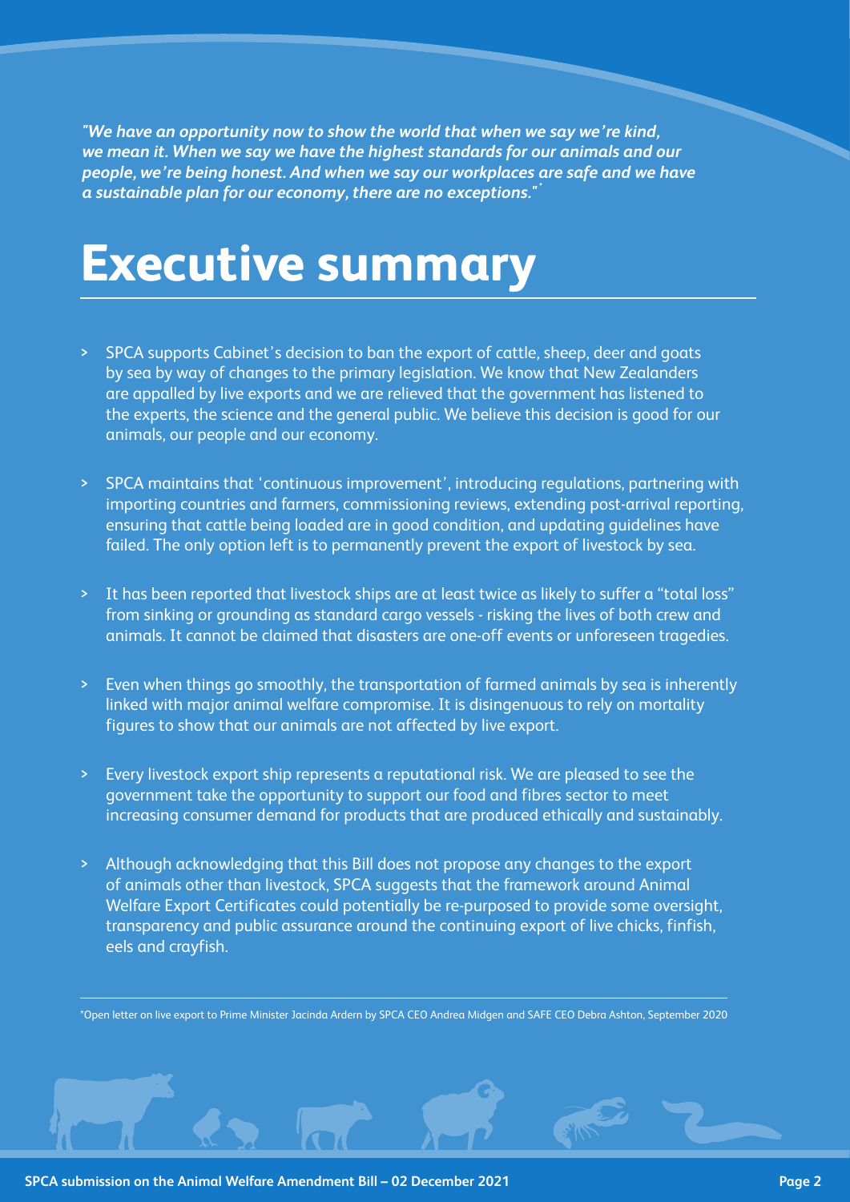*"We have an opportunity now to show the world that when we say we're kind, we mean it. When we say we have the highest standards for our animals and our people, we're being honest. And when we say our workplaces are safe and we have a sustainable plan for our economy, there are no exceptions."\**

# Executive summary

- SPCA supports Cabinet's decision to ban the export of cattle, sheep, deer and goats by sea by way of changes to the primary legislation. We know that New Zealanders are appalled by live exports and we are relieved that the government has listened to the experts, the science and the general public. We believe this decision is good for our animals, our people and our economy.

- SPCA maintains that 'continuous improvement', introducing regulations, partnering with importing countries and farmers, commissioning reviews, extending post-arrival reporting, ensuring that cattle being loaded are in good condition, and updating guidelines have failed. The only option left is to permanently prevent the export of livestock by sea.

- It has been reported that livestock ships are at least twice as likely to suffer a "total loss" from sinking or grounding as standard cargo vessels - risking the lives of both crew and animals. It cannot be claimed that disasters are one-off events or unforeseen tragedies.

- Even when things go smoothly, the transportation of farmed animals by sea is inherently linked with major animal welfare compromise. It is disingenuous to rely on mortality figures to show that our animals are not affected by live export.

- Every livestock export ship represents a reputational risk. We are pleased to see the government take the opportunity to support our food and fibres sector to meet increasing consumer demand for products that are produced ethically and sustainably.

- Although acknowledging that this Bill does not propose any changes to the export of animals other than livestock, SPCA suggests that the framework around Animal Welfare Export Certificates could potentially be re-purposed to provide some oversight, transparency and public assurance around the continuing export of live chicks, finfish, eels and crayfish.

---

\*Open letter on live export to Prime Minister Jacinda Ardern by SPCA CEO Andrea Midgen and SAFE CEO Debra Ashton, September 2020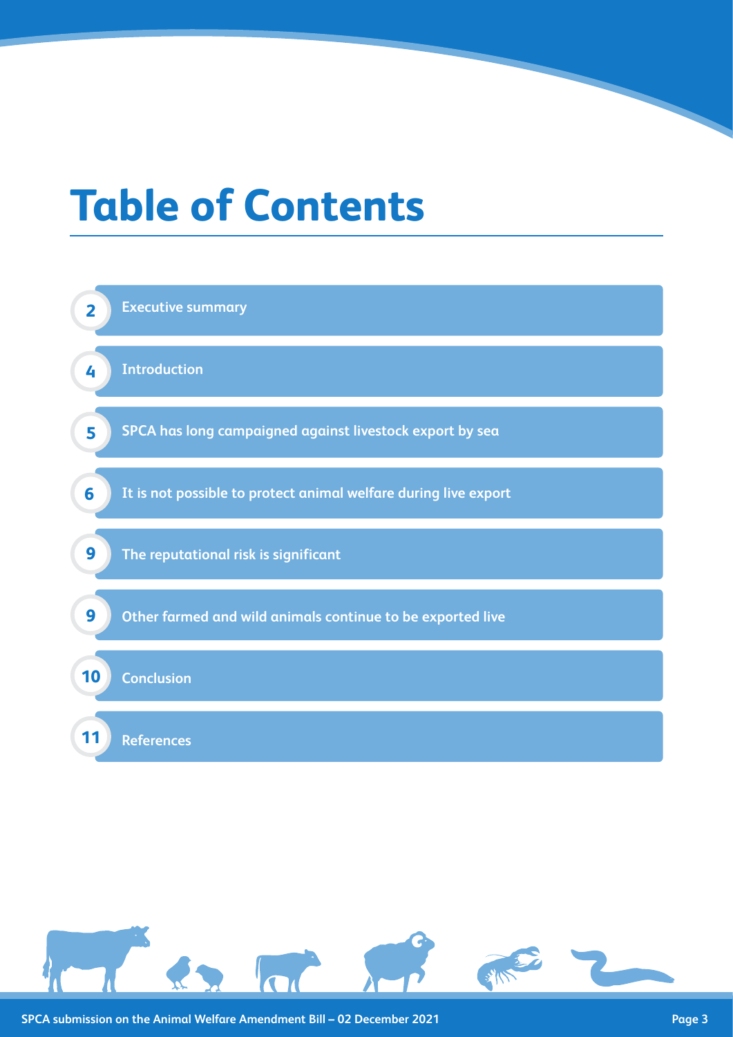# Table of Contents

| Page | Section |
| --- | --- |
| 2 | Executive summary |
| 4 | Introduction |
| 5 | SPCA has long campaigned against livestock export by sea |
| 6 | It is not possible to protect animal welfare during live export |
| 9 | The reputational risk is significant |
| 9 | Other farmed and wild animals continue to be exported live |
| 10 | Conclusion |
| 11 | References |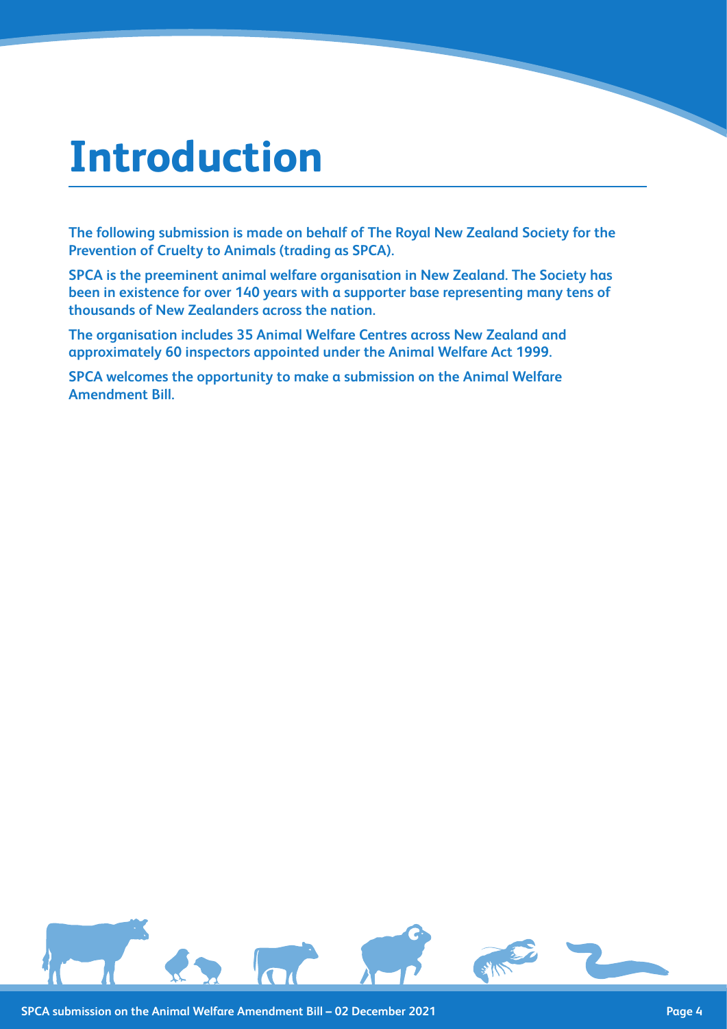# Introduction

**The following submission is made on behalf of The Royal New Zealand Society for the Prevention of Cruelty to Animals (trading as SPCA).**

**SPCA is the preeminent animal welfare organisation in New Zealand. The Society has been in existence for over 140 years with a supporter base representing many tens of thousands of New Zealanders across the nation.**

**The organisation includes 35 Animal Welfare Centres across New Zealand and approximately 60 inspectors appointed under the Animal Welfare Act 1999.**

**SPCA welcomes the opportunity to make a submission on the Animal Welfare Amendment Bill.**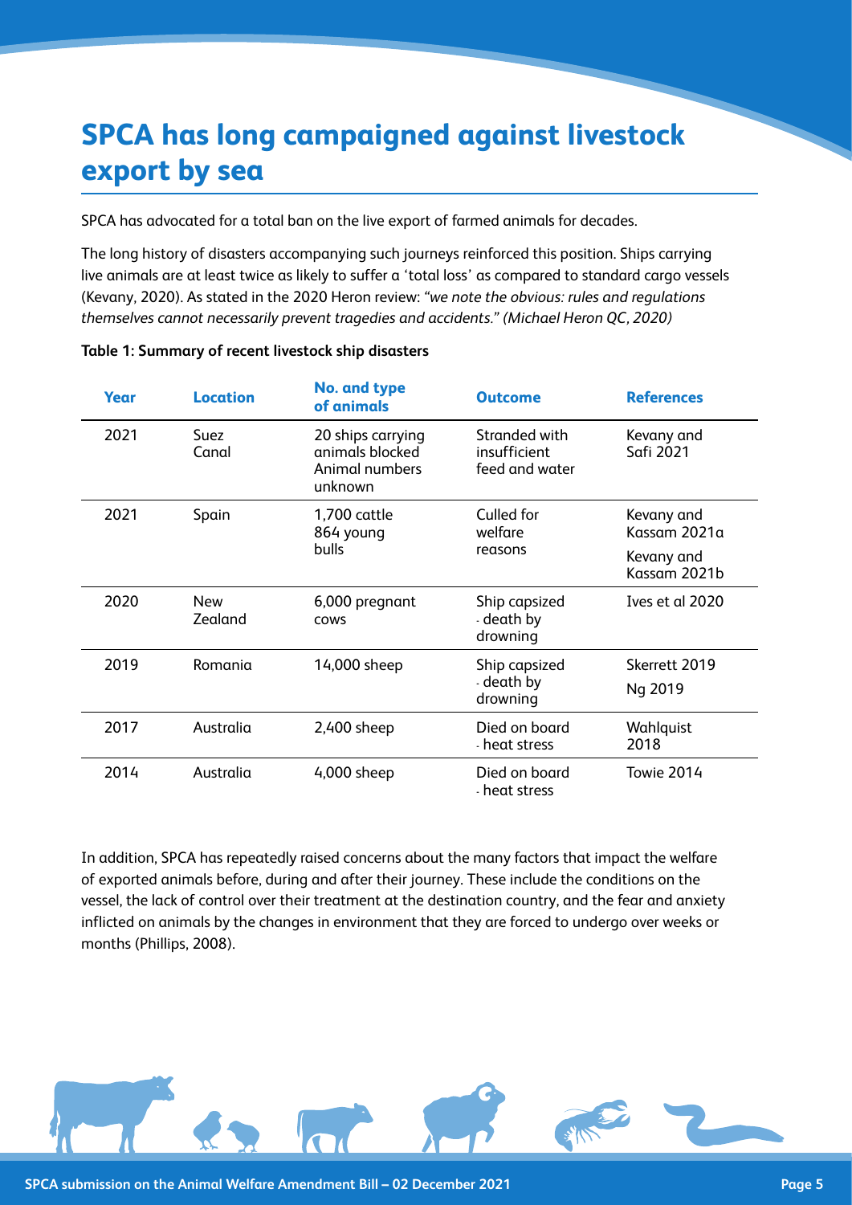# SPCA has long campaigned against livestock export by sea

SPCA has advocated for a total ban on the live export of farmed animals for decades.

The long history of disasters accompanying such journeys reinforced this position. Ships carrying live animals are at least twice as likely to suffer a 'total loss' as compared to standard cargo vessels (Kevany, 2020). As stated in the 2020 Heron review: *"we note the obvious: rules and regulations themselves cannot necessarily prevent tragedies and accidents." (Michael Heron QC, 2020)*

**Table 1: Summary of recent livestock ship disasters**

| Year | Location | No. and type of animals | Outcome | References |
|---|---|---|---|---|
| 2021 | Suez Canal | 20 ships carrying animals blocked Animal numbers unknown | Stranded with insufficient feed and water | Kevany and Safi 2021 |
| 2021 | Spain | 1,700 cattle 864 young bulls | Culled for welfare reasons | Kevany and Kassam 2021a<br>Kevany and Kassam 2021b |
| 2020 | New Zealand | 6,000 pregnant cows | Ship capsized - death by drowning | Ives et al 2020 |
| 2019 | Romania | 14,000 sheep | Ship capsized - death by drowning | Skerrett 2019<br>Ng 2019 |
| 2017 | Australia | 2,400 sheep | Died on board - heat stress | Wahlquist 2018 |
| 2014 | Australia | 4,000 sheep | Died on board - heat stress | Towie 2014 |

In addition, SPCA has repeatedly raised concerns about the many factors that impact the welfare of exported animals before, during and after their journey. These include the conditions on the vessel, the lack of control over their treatment at the destination country, and the fear and anxiety inflicted on animals by the changes in environment that they are forced to undergo over weeks or months (Phillips, 2008).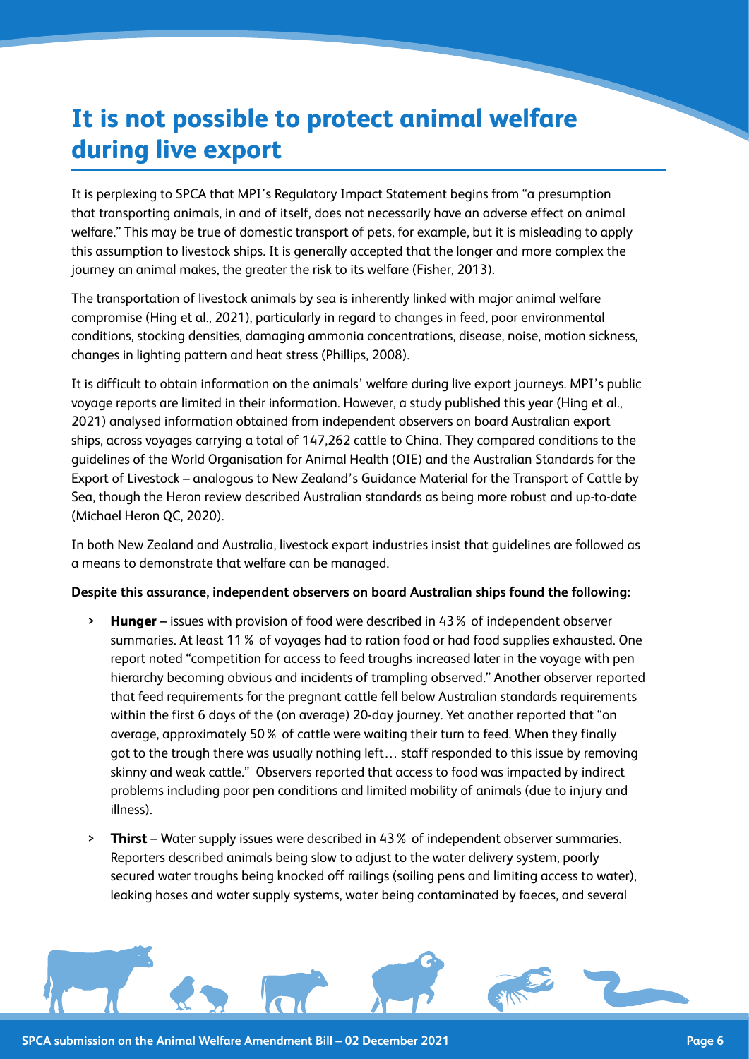# It is not possible to protect animal welfare during live export

It is perplexing to SPCA that MPI's Regulatory Impact Statement begins from "a presumption that transporting animals, in and of itself, does not necessarily have an adverse effect on animal welfare." This may be true of domestic transport of pets, for example, but it is misleading to apply this assumption to livestock ships. It is generally accepted that the longer and more complex the journey an animal makes, the greater the risk to its welfare (Fisher, 2013).

The transportation of livestock animals by sea is inherently linked with major animal welfare compromise (Hing et al., 2021), particularly in regard to changes in feed, poor environmental conditions, stocking densities, damaging ammonia concentrations, disease, noise, motion sickness, changes in lighting pattern and heat stress (Phillips, 2008).

It is difficult to obtain information on the animals' welfare during live export journeys. MPI's public voyage reports are limited in their information. However, a study published this year (Hing et al., 2021) analysed information obtained from independent observers on board Australian export ships, across voyages carrying a total of 147,262 cattle to China. They compared conditions to the guidelines of the World Organisation for Animal Health (OIE) and the Australian Standards for the Export of Livestock – analogous to New Zealand's Guidance Material for the Transport of Cattle by Sea, though the Heron review described Australian standards as being more robust and up-to-date (Michael Heron QC, 2020).

In both New Zealand and Australia, livestock export industries insist that guidelines are followed as a means to demonstrate that welfare can be managed.

**Despite this assurance, independent observers on board Australian ships found the following:**

- **Hunger** – issues with provision of food were described in 43 % of independent observer summaries. At least 11 % of voyages had to ration food or had food supplies exhausted. One report noted "competition for access to feed troughs increased later in the voyage with pen hierarchy becoming obvious and incidents of trampling observed." Another observer reported that feed requirements for the pregnant cattle fell below Australian standards requirements within the first 6 days of the (on average) 20-day journey. Yet another reported that "on average, approximately 50 % of cattle were waiting their turn to feed. When they finally got to the trough there was usually nothing left… staff responded to this issue by removing skinny and weak cattle." Observers reported that access to food was impacted by indirect problems including poor pen conditions and limited mobility of animals (due to injury and illness).
- **Thirst** – Water supply issues were described in 43 % of independent observer summaries. Reporters described animals being slow to adjust to the water delivery system, poorly secured water troughs being knocked off railings (soiling pens and limiting access to water), leaking hoses and water supply systems, water being contaminated by faeces, and several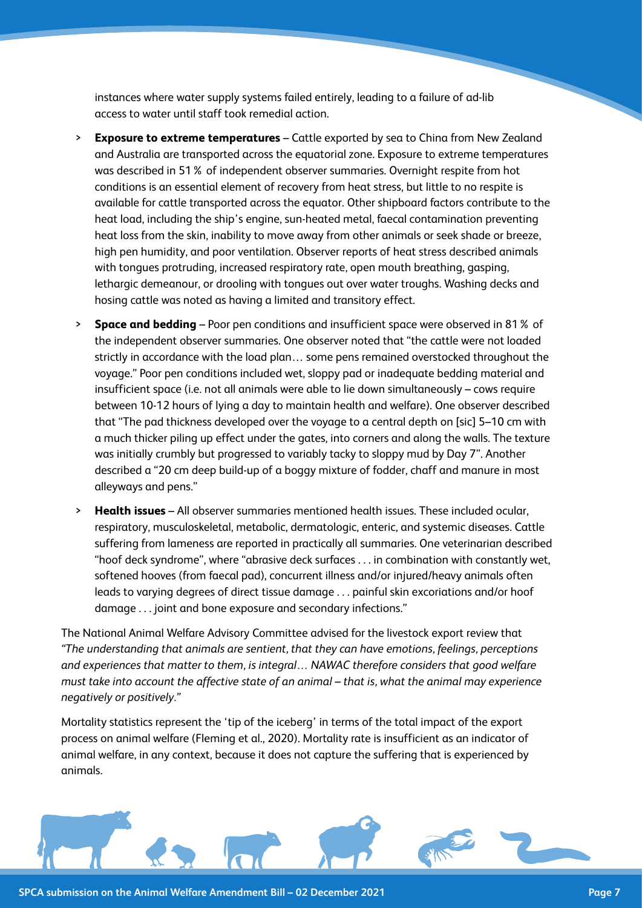instances where water supply systems failed entirely, leading to a failure of ad-lib access to water until staff took remedial action.

- **Exposure to extreme temperatures** – Cattle exported by sea to China from New Zealand and Australia are transported across the equatorial zone. Exposure to extreme temperatures was described in 51 % of independent observer summaries. Overnight respite from hot conditions is an essential element of recovery from heat stress, but little to no respite is available for cattle transported across the equator. Other shipboard factors contribute to the heat load, including the ship's engine, sun-heated metal, faecal contamination preventing heat loss from the skin, inability to move away from other animals or seek shade or breeze, high pen humidity, and poor ventilation. Observer reports of heat stress described animals with tongues protruding, increased respiratory rate, open mouth breathing, gasping, lethargic demeanour, or drooling with tongues out over water troughs. Washing decks and hosing cattle was noted as having a limited and transitory effect.
- **Space and bedding** – Poor pen conditions and insufficient space were observed in 81 % of the independent observer summaries. One observer noted that "the cattle were not loaded strictly in accordance with the load plan… some pens remained overstocked throughout the voyage." Poor pen conditions included wet, sloppy pad or inadequate bedding material and insufficient space (i.e. not all animals were able to lie down simultaneously – cows require between 10-12 hours of lying a day to maintain health and welfare). One observer described that "The pad thickness developed over the voyage to a central depth on [sic] 5–10 cm with a much thicker piling up effect under the gates, into corners and along the walls. The texture was initially crumbly but progressed to variably tacky to sloppy mud by Day 7". Another described a "20 cm deep build-up of a boggy mixture of fodder, chaff and manure in most alleyways and pens."
- **Health issues** – All observer summaries mentioned health issues. These included ocular, respiratory, musculoskeletal, metabolic, dermatologic, enteric, and systemic diseases. Cattle suffering from lameness are reported in practically all summaries. One veterinarian described "hoof deck syndrome", where "abrasive deck surfaces . . . in combination with constantly wet, softened hooves (from faecal pad), concurrent illness and/or injured/heavy animals often leads to varying degrees of direct tissue damage . . . painful skin excoriations and/or hoof damage . . . joint and bone exposure and secondary infections."

The National Animal Welfare Advisory Committee advised for the livestock export review that *"The understanding that animals are sentient, that they can have emotions, feelings, perceptions and experiences that matter to them, is integral… NAWAC therefore considers that good welfare must take into account the affective state of an animal – that is, what the animal may experience negatively or positively."*

Mortality statistics represent the 'tip of the iceberg' in terms of the total impact of the export process on animal welfare (Fleming et al., 2020). Mortality rate is insufficient as an indicator of animal welfare, in any context, because it does not capture the suffering that is experienced by animals.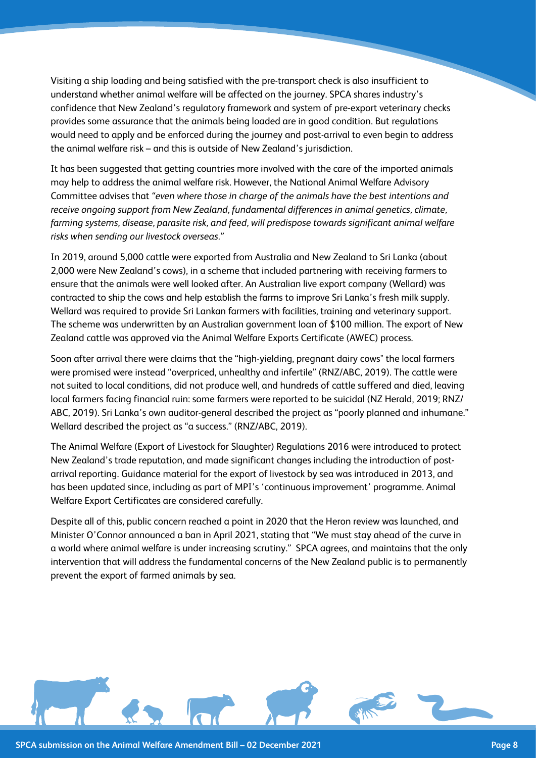Visiting a ship loading and being satisfied with the pre-transport check is also insufficient to understand whether animal welfare will be affected on the journey. SPCA shares industry's confidence that New Zealand's regulatory framework and system of pre-export veterinary checks provides some assurance that the animals being loaded are in good condition. But regulations would need to apply and be enforced during the journey and post-arrival to even begin to address the animal welfare risk – and this is outside of New Zealand's jurisdiction.

It has been suggested that getting countries more involved with the care of the imported animals may help to address the animal welfare risk. However, the National Animal Welfare Advisory Committee advises that *"even where those in charge of the animals have the best intentions and receive ongoing support from New Zealand, fundamental differences in animal genetics, climate, farming systems, disease, parasite risk, and feed, will predispose towards significant animal welfare risks when sending our livestock overseas."*

In 2019, around 5,000 cattle were exported from Australia and New Zealand to Sri Lanka (about 2,000 were New Zealand's cows), in a scheme that included partnering with receiving farmers to ensure that the animals were well looked after. An Australian live export company (Wellard) was contracted to ship the cows and help establish the farms to improve Sri Lanka's fresh milk supply. Wellard was required to provide Sri Lankan farmers with facilities, training and veterinary support. The scheme was underwritten by an Australian government loan of $100 million. The export of New Zealand cattle was approved via the Animal Welfare Exports Certificate (AWEC) process.

Soon after arrival there were claims that the "high-yielding, pregnant dairy cows" the local farmers were promised were instead "overpriced, unhealthy and infertile" (RNZ/ABC, 2019). The cattle were not suited to local conditions, did not produce well, and hundreds of cattle suffered and died, leaving local farmers facing financial ruin: some farmers were reported to be suicidal (NZ Herald, 2019; RNZ/ABC, 2019). Sri Lanka's own auditor-general described the project as "poorly planned and inhumane." Wellard described the project as "a success." (RNZ/ABC, 2019).

The Animal Welfare (Export of Livestock for Slaughter) Regulations 2016 were introduced to protect New Zealand's trade reputation, and made significant changes including the introduction of post-arrival reporting. Guidance material for the export of livestock by sea was introduced in 2013, and has been updated since, including as part of MPI's 'continuous improvement' programme. Animal Welfare Export Certificates are considered carefully.

Despite all of this, public concern reached a point in 2020 that the Heron review was launched, and Minister O'Connor announced a ban in April 2021, stating that "We must stay ahead of the curve in a world where animal welfare is under increasing scrutiny." SPCA agrees, and maintains that the only intervention that will address the fundamental concerns of the New Zealand public is to permanently prevent the export of farmed animals by sea.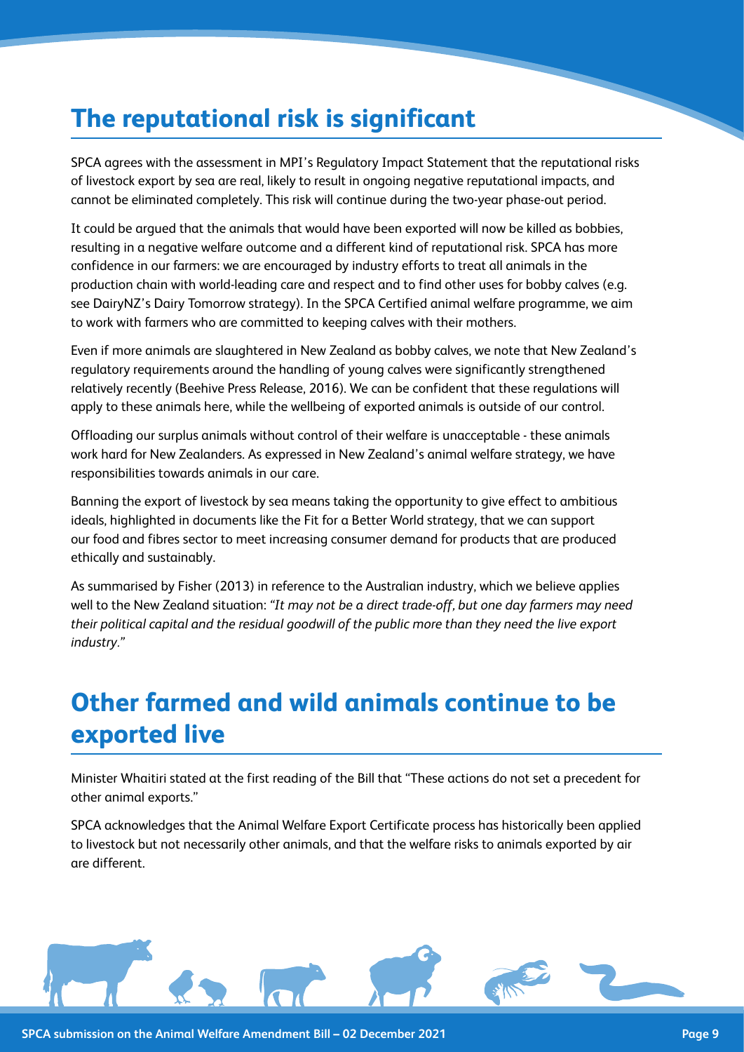## The reputational risk is significant

SPCA agrees with the assessment in MPI's Regulatory Impact Statement that the reputational risks of livestock export by sea are real, likely to result in ongoing negative reputational impacts, and cannot be eliminated completely. This risk will continue during the two-year phase-out period.

It could be argued that the animals that would have been exported will now be killed as bobbies, resulting in a negative welfare outcome and a different kind of reputational risk. SPCA has more confidence in our farmers: we are encouraged by industry efforts to treat all animals in the production chain with world-leading care and respect and to find other uses for bobby calves (e.g. see DairyNZ's Dairy Tomorrow strategy). In the SPCA Certified animal welfare programme, we aim to work with farmers who are committed to keeping calves with their mothers.

Even if more animals are slaughtered in New Zealand as bobby calves, we note that New Zealand's regulatory requirements around the handling of young calves were significantly strengthened relatively recently (Beehive Press Release, 2016). We can be confident that these regulations will apply to these animals here, while the wellbeing of exported animals is outside of our control.

Offloading our surplus animals without control of their welfare is unacceptable - these animals work hard for New Zealanders. As expressed in New Zealand's animal welfare strategy, we have responsibilities towards animals in our care.

Banning the export of livestock by sea means taking the opportunity to give effect to ambitious ideals, highlighted in documents like the Fit for a Better World strategy, that we can support our food and fibres sector to meet increasing consumer demand for products that are produced ethically and sustainably.

As summarised by Fisher (2013) in reference to the Australian industry, which we believe applies well to the New Zealand situation: *"It may not be a direct trade-off, but one day farmers may need their political capital and the residual goodwill of the public more than they need the live export industry."*

## Other farmed and wild animals continue to be exported live

Minister Whaitiri stated at the first reading of the Bill that "These actions do not set a precedent for other animal exports."

SPCA acknowledges that the Animal Welfare Export Certificate process has historically been applied to livestock but not necessarily other animals, and that the welfare risks to animals exported by air are different.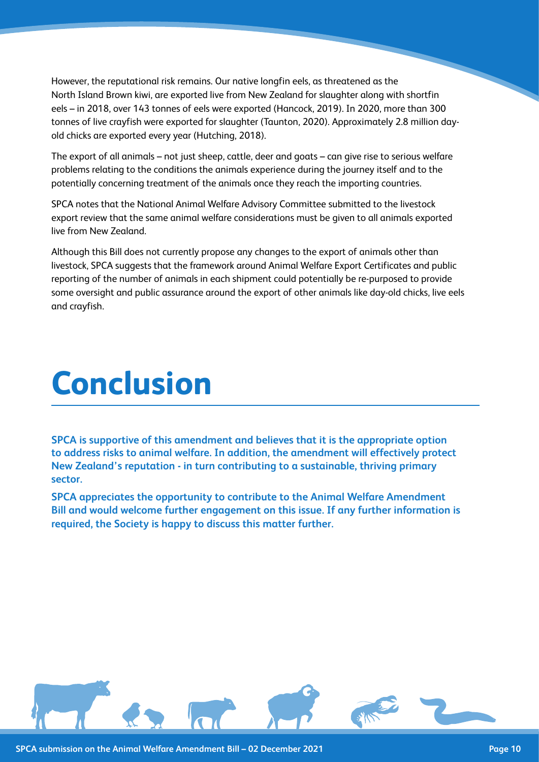However, the reputational risk remains. Our native longfin eels, as threatened as the North Island Brown kiwi, are exported live from New Zealand for slaughter along with shortfin eels – in 2018, over 143 tonnes of eels were exported (Hancock, 2019). In 2020, more than 300 tonnes of live crayfish were exported for slaughter (Taunton, 2020). Approximately 2.8 million day-old chicks are exported every year (Hutching, 2018).

The export of all animals – not just sheep, cattle, deer and goats – can give rise to serious welfare problems relating to the conditions the animals experience during the journey itself and to the potentially concerning treatment of the animals once they reach the importing countries.

SPCA notes that the National Animal Welfare Advisory Committee submitted to the livestock export review that the same animal welfare considerations must be given to all animals exported live from New Zealand.

Although this Bill does not currently propose any changes to the export of animals other than livestock, SPCA suggests that the framework around Animal Welfare Export Certificates and public reporting of the number of animals in each shipment could potentially be re-purposed to provide some oversight and public assurance around the export of other animals like day-old chicks, live eels and crayfish.

# Conclusion

**SPCA is supportive of this amendment and believes that it is the appropriate option to address risks to animal welfare. In addition, the amendment will effectively protect New Zealand's reputation - in turn contributing to a sustainable, thriving primary sector.**

**SPCA appreciates the opportunity to contribute to the Animal Welfare Amendment Bill and would welcome further engagement on this issue. If any further information is required, the Society is happy to discuss this matter further.**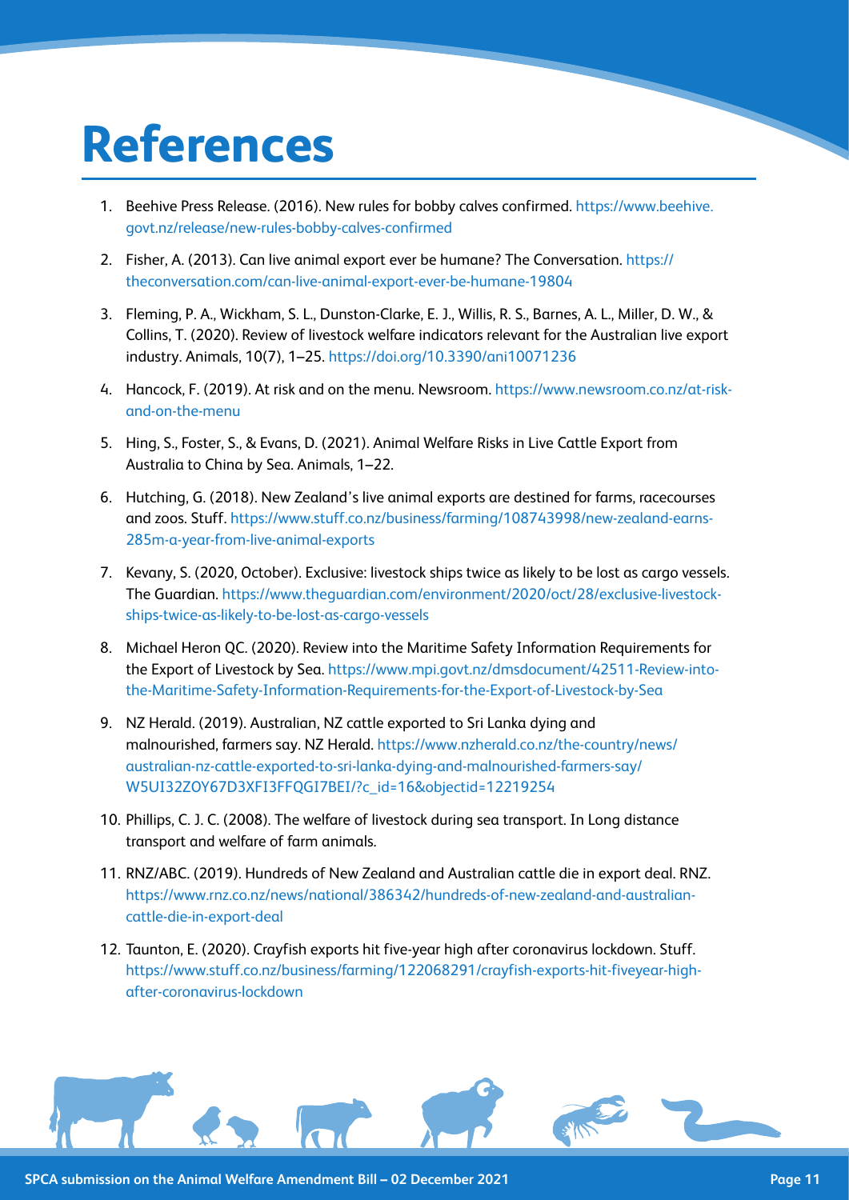# References

1. Beehive Press Release. (2016). New rules for bobby calves confirmed. https://www.beehive.govt.nz/release/new-rules-bobby-calves-confirmed
2. Fisher, A. (2013). Can live animal export ever be humane? The Conversation. https://theconversation.com/can-live-animal-export-ever-be-humane-19804
3. Fleming, P. A., Wickham, S. L., Dunston-Clarke, E. J., Willis, R. S., Barnes, A. L., Miller, D. W., & Collins, T. (2020). Review of livestock welfare indicators relevant for the Australian live export industry. Animals, 10(7), 1–25. https://doi.org/10.3390/ani10071236
4. Hancock, F. (2019). At risk and on the menu. Newsroom. https://www.newsroom.co.nz/at-risk-and-on-the-menu
5. Hing, S., Foster, S., & Evans, D. (2021). Animal Welfare Risks in Live Cattle Export from Australia to China by Sea. Animals, 1–22.
6. Hutching, G. (2018). New Zealand's live animal exports are destined for farms, racecourses and zoos. Stuff. https://www.stuff.co.nz/business/farming/108743998/new-zealand-earns-285m-a-year-from-live-animal-exports
7. Kevany, S. (2020, October). Exclusive: livestock ships twice as likely to be lost as cargo vessels. The Guardian. https://www.theguardian.com/environment/2020/oct/28/exclusive-livestock-ships-twice-as-likely-to-be-lost-as-cargo-vessels
8. Michael Heron QC. (2020). Review into the Maritime Safety Information Requirements for the Export of Livestock by Sea. https://www.mpi.govt.nz/dmsdocument/42511-Review-into-the-Maritime-Safety-Information-Requirements-for-the-Export-of-Livestock-by-Sea
9. NZ Herald. (2019). Australian, NZ cattle exported to Sri Lanka dying and malnourished, farmers say. NZ Herald. https://www.nzherald.co.nz/the-country/news/australian-nz-cattle-exported-to-sri-lanka-dying-and-malnourished-farmers-say/W5UI32ZOY67D3XFI3FFQGI7BEI/?c_id=16&objectid=12219254
10. Phillips, C. J. C. (2008). The welfare of livestock during sea transport. In Long distance transport and welfare of farm animals.
11. RNZ/ABC. (2019). Hundreds of New Zealand and Australian cattle die in export deal. RNZ. https://www.rnz.co.nz/news/national/386342/hundreds-of-new-zealand-and-australian-cattle-die-in-export-deal
12. Taunton, E. (2020). Crayfish exports hit five-year high after coronavirus lockdown. Stuff. https://www.stuff.co.nz/business/farming/122068291/crayfish-exports-hit-fiveyear-high-after-coronavirus-lockdown